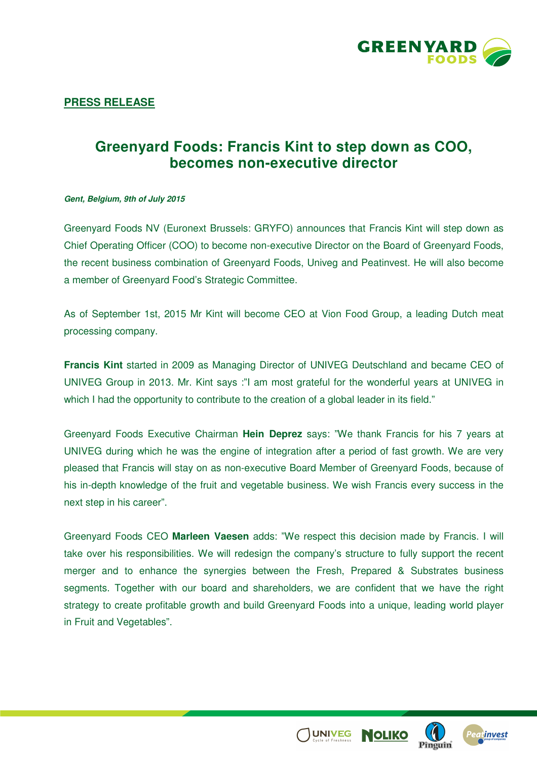**PRESS RELEASE**

# Greenyard Foods: Francis Kint to step down as COO, becomes non-executive director

***Gent, Belgium, 9th of July 2015***

Greenyard Foods NV (Euronext Brussels: GRYFO) announces that Francis Kint will step down as Chief Operating Officer (COO) to become non-executive Director on the Board of Greenyard Foods, the recent business combination of Greenyard Foods, Univeg and Peatinvest. He will also become a member of Greenyard Food's Strategic Committee.

As of September 1st, 2015 Mr Kint will become CEO at Vion Food Group, a leading Dutch meat processing company.

**Francis Kint** started in 2009 as Managing Director of UNIVEG Deutschland and became CEO of UNIVEG Group in 2013. Mr. Kint says :"I am most grateful for the wonderful years at UNIVEG in which I had the opportunity to contribute to the creation of a global leader in its field."

Greenyard Foods Executive Chairman **Hein Deprez** says: "We thank Francis for his 7 years at UNIVEG during which he was the engine of integration after a period of fast growth. We are very pleased that Francis will stay on as non-executive Board Member of Greenyard Foods, because of his in-depth knowledge of the fruit and vegetable business. We wish Francis every success in the next step in his career".

Greenyard Foods CEO **Marleen Vaesen** adds: "We respect this decision made by Francis. I will take over his responsibilities. We will redesign the company's structure to fully support the recent merger and to enhance the synergies between the Fresh, Prepared & Substrates business segments. Together with our board and shareholders, we are confident that we have the right strategy to create profitable growth and build Greenyard Foods into a unique, leading world player in Fruit and Vegetables".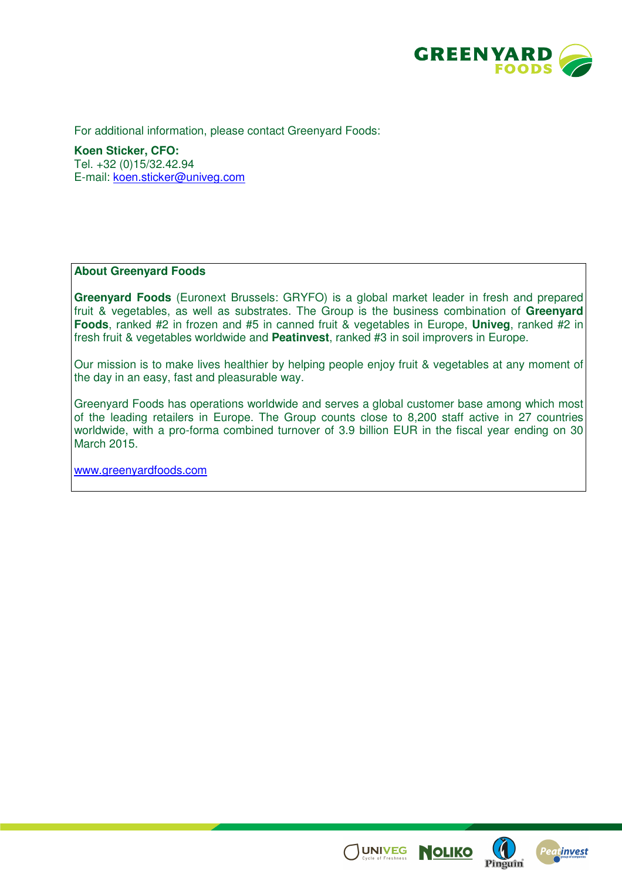For additional information, please contact Greenyard Foods:

**Koen Sticker, CFO:**
Tel. +32 (0)15/32.42.94
E-mail: koen.sticker@univeg.com

**About Greenyard Foods**

**Greenyard Foods** (Euronext Brussels: GRYFO) is a global market leader in fresh and prepared fruit & vegetables, as well as substrates. The Group is the business combination of **Greenyard Foods**, ranked #2 in frozen and #5 in canned fruit & vegetables in Europe, **Univeg**, ranked #2 in fresh fruit & vegetables worldwide and **Peatinvest**, ranked #3 in soil improvers in Europe.

Our mission is to make lives healthier by helping people enjoy fruit & vegetables at any moment of the day in an easy, fast and pleasurable way.

Greenyard Foods has operations worldwide and serves a global customer base among which most of the leading retailers in Europe. The Group counts close to 8,200 staff active in 27 countries worldwide, with a pro-forma combined turnover of 3.9 billion EUR in the fiscal year ending on 30 March 2015.

www.greenyardfoods.com